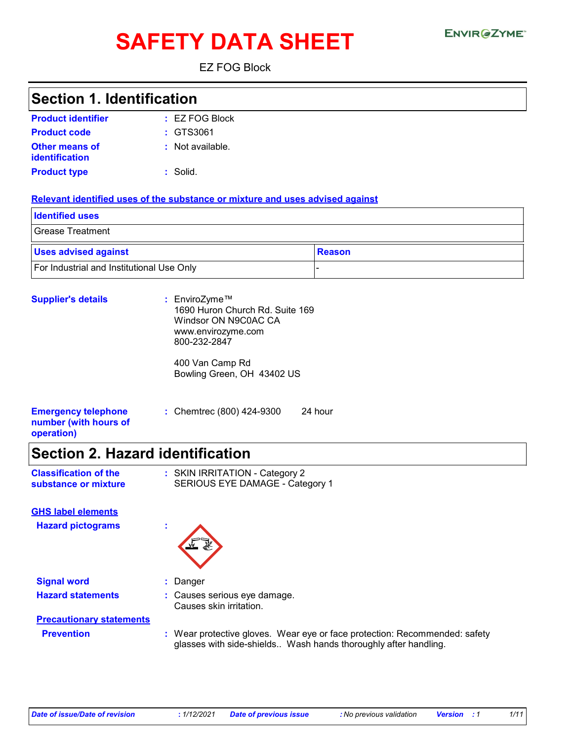# SAFETY DATA SHEET

EZ FOG Block

## Section 1. Identification

**Product identifier** : EZ FOG Block

**Product code** : GTS3061

**Other means of identification** : Not available.

**Product type** : Solid.

### Relevant identified uses of the substance or mixture and uses advised against

| Identified uses |
| --- |
| Grease Treatment |

| Uses advised against | Reason |
| --- | --- |
| For Industrial and Institutional Use Only | - |

**Supplier's details** : EnviroZyme™
1690 Huron Church Rd. Suite 169
Windsor ON N9C0AC CA
www.envirozyme.com
800-232-2847

400 Van Camp Rd
Bowling Green, OH 43402 US

**Emergency telephone number (with hours of operation)** : Chemtrec (800) 424-9300 24 hour

## Section 2. Hazard identification

**Classification of the substance or mixture** : SKIN IRRITATION - Category 2
SERIOUS EYE DAMAGE - Category 1

### GHS label elements

**Hazard pictograms** :

**Signal word** : Danger

**Hazard statements** : Causes serious eye damage.
Causes skin irritation.

### Precautionary statements

**Prevention** : Wear protective gloves. Wear eye or face protection: Recommended: safety glasses with side-shields.. Wash hands thoroughly after handling.

*Date of issue/Date of revision : 1/12/2021 Date of previous issue : No previous validation Version : 1*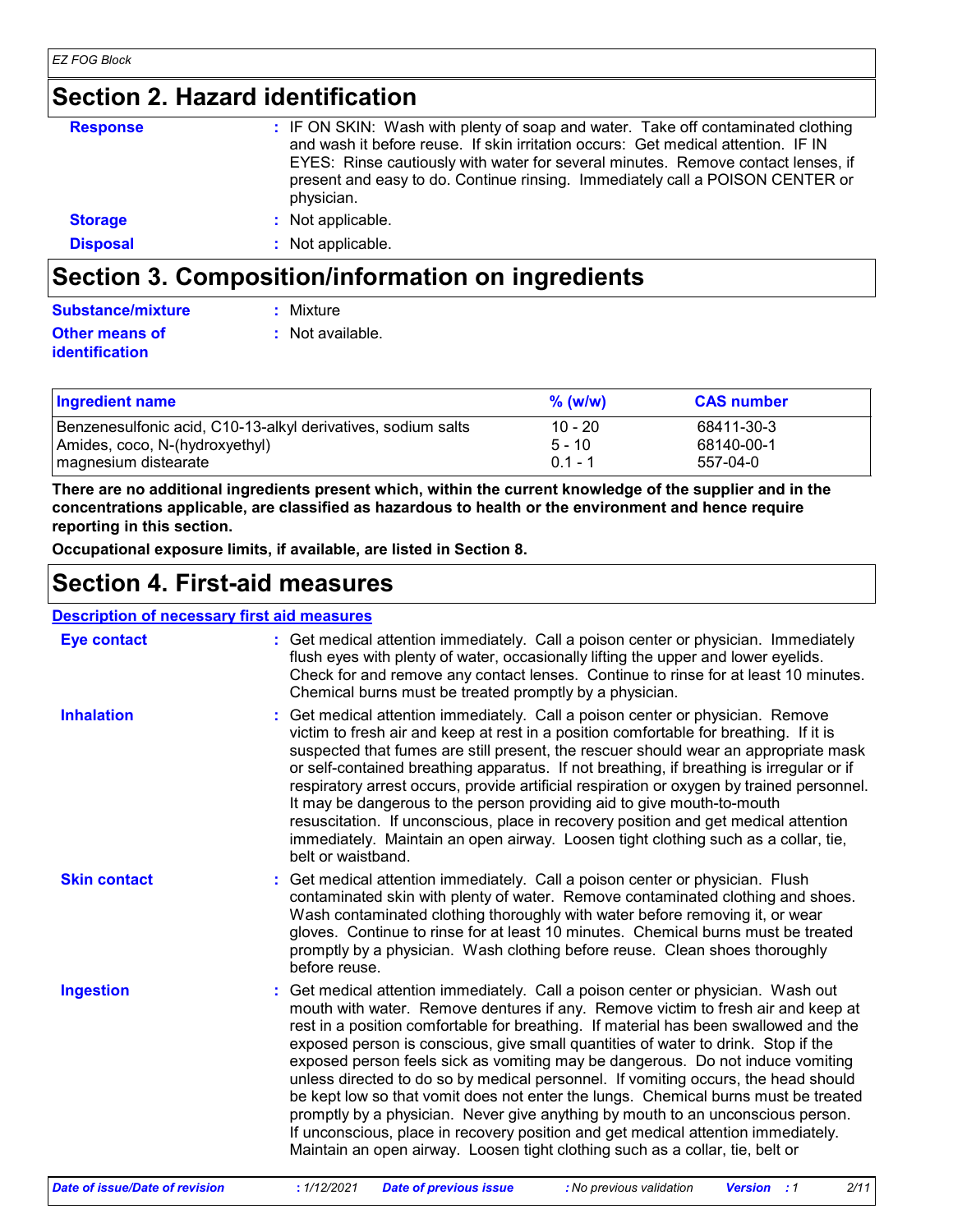## Section 2. Hazard identification

**Response** : IF ON SKIN: Wash with plenty of soap and water. Take off contaminated clothing and wash it before reuse. If skin irritation occurs: Get medical attention. IF IN EYES: Rinse cautiously with water for several minutes. Remove contact lenses, if present and easy to do. Continue rinsing. Immediately call a POISON CENTER or physician.

**Storage** : Not applicable.

**Disposal** : Not applicable.

## Section 3. Composition/information on ingredients

**Substance/mixture** : Mixture

**Other means of identification** : Not available.

| Ingredient name | % (w/w) | CAS number |
|---|---|---|
| Benzenesulfonic acid, C10-13-alkyl derivatives, sodium salts | 10 - 20 | 68411-30-3 |
| Amides, coco, N-(hydroxyethyl) | 5 - 10 | 68140-00-1 |
| magnesium distearate | 0.1 - 1 | 557-04-0 |

**There are no additional ingredients present which, within the current knowledge of the supplier and in the concentrations applicable, are classified as hazardous to health or the environment and hence require reporting in this section.**

**Occupational exposure limits, if available, are listed in Section 8.**

## Section 4. First-aid measures

### Description of necessary first aid measures

**Eye contact** : Get medical attention immediately. Call a poison center or physician. Immediately flush eyes with plenty of water, occasionally lifting the upper and lower eyelids. Check for and remove any contact lenses. Continue to rinse for at least 10 minutes. Chemical burns must be treated promptly by a physician.

**Inhalation** : Get medical attention immediately. Call a poison center or physician. Remove victim to fresh air and keep at rest in a position comfortable for breathing. If it is suspected that fumes are still present, the rescuer should wear an appropriate mask or self-contained breathing apparatus. If not breathing, if breathing is irregular or if respiratory arrest occurs, provide artificial respiration or oxygen by trained personnel. It may be dangerous to the person providing aid to give mouth-to-mouth resuscitation. If unconscious, place in recovery position and get medical attention immediately. Maintain an open airway. Loosen tight clothing such as a collar, tie, belt or waistband.

**Skin contact** : Get medical attention immediately. Call a poison center or physician. Flush contaminated skin with plenty of water. Remove contaminated clothing and shoes. Wash contaminated clothing thoroughly with water before removing it, or wear gloves. Continue to rinse for at least 10 minutes. Chemical burns must be treated promptly by a physician. Wash clothing before reuse. Clean shoes thoroughly before reuse.

**Ingestion** : Get medical attention immediately. Call a poison center or physician. Wash out mouth with water. Remove dentures if any. Remove victim to fresh air and keep at rest in a position comfortable for breathing. If material has been swallowed and the exposed person is conscious, give small quantities of water to drink. Stop if the exposed person feels sick as vomiting may be dangerous. Do not induce vomiting unless directed to do so by medical personnel. If vomiting occurs, the head should be kept low so that vomit does not enter the lungs. Chemical burns must be treated promptly by a physician. Never give anything by mouth to an unconscious person. If unconscious, place in recovery position and get medical attention immediately. Maintain an open airway. Loosen tight clothing such as a collar, tie, belt or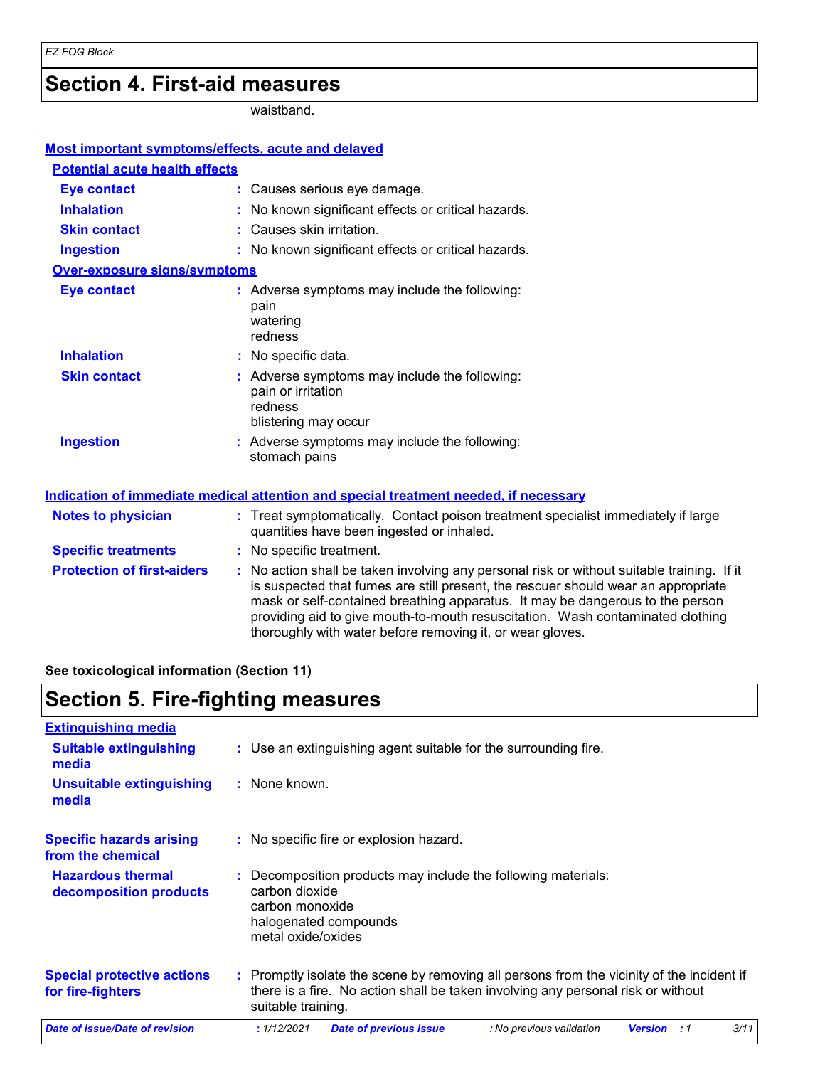# Section 4. First-aid measures

waistband.

## Most important symptoms/effects, acute and delayed

### Potential acute health effects

| | |
|---|---|
| **Eye contact** | : Causes serious eye damage. |
| **Inhalation** | : No known significant effects or critical hazards. |
| **Skin contact** | : Causes skin irritation. |
| **Ingestion** | : No known significant effects or critical hazards. |

### Over-exposure signs/symptoms

| | |
|---|---|
| **Eye contact** | : Adverse symptoms may include the following:<br>pain<br>watering<br>redness |
| **Inhalation** | : No specific data. |
| **Skin contact** | : Adverse symptoms may include the following:<br>pain or irritation<br>redness<br>blistering may occur |
| **Ingestion** | : Adverse symptoms may include the following:<br>stomach pains |

## Indication of immediate medical attention and special treatment needed, if necessary

| | |
|---|---|
| **Notes to physician** | : Treat symptomatically. Contact poison treatment specialist immediately if large quantities have been ingested or inhaled. |
| **Specific treatments** | : No specific treatment. |
| **Protection of first-aiders** | : No action shall be taken involving any personal risk or without suitable training. If it is suspected that fumes are still present, the rescuer should wear an appropriate mask or self-contained breathing apparatus. It may be dangerous to the person providing aid to give mouth-to-mouth resuscitation. Wash contaminated clothing thoroughly with water before removing it, or wear gloves. |

**See toxicological information (Section 11)**

# Section 5. Fire-fighting measures

## Extinguishing media

| | |
|---|---|
| **Suitable extinguishing media** | : Use an extinguishing agent suitable for the surrounding fire. |
| **Unsuitable extinguishing media** | : None known. |

| | |
|---|---|
| **Specific hazards arising from the chemical** | : No specific fire or explosion hazard. |
| **Hazardous thermal decomposition products** | : Decomposition products may include the following materials:<br>carbon dioxide<br>carbon monoxide<br>halogenated compounds<br>metal oxide/oxides |
| **Special protective actions for fire-fighters** | : Promptly isolate the scene by removing all persons from the vicinity of the incident if there is a fire. No action shall be taken involving any personal risk or without suitable training. |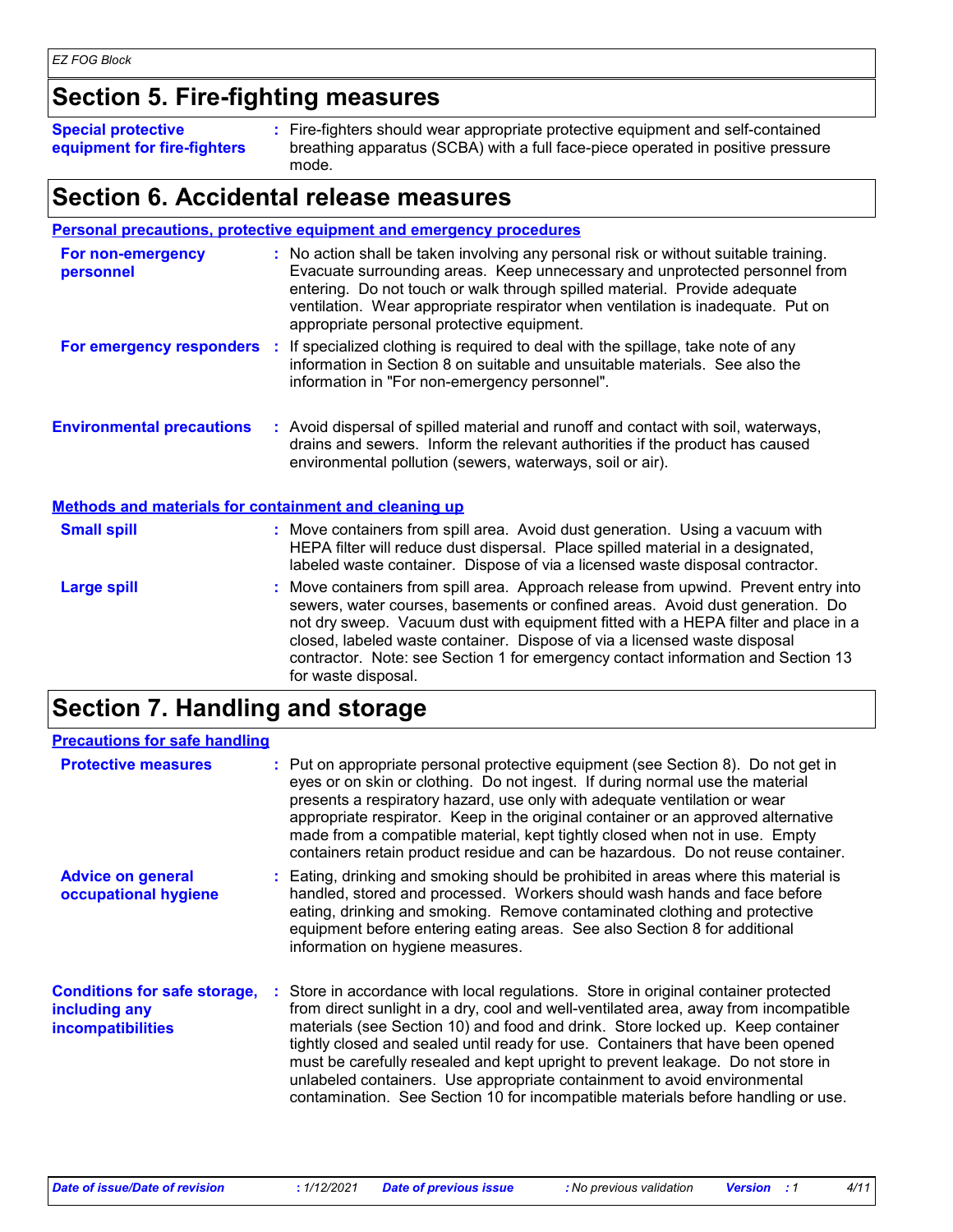## Section 5. Fire-fighting measures

**Special protective equipment for fire-fighters** : Fire-fighters should wear appropriate protective equipment and self-contained breathing apparatus (SCBA) with a full face-piece operated in positive pressure mode.

## Section 6. Accidental release measures

### Personal precautions, protective equipment and emergency procedures

**For non-emergency personnel** : No action shall be taken involving any personal risk or without suitable training. Evacuate surrounding areas. Keep unnecessary and unprotected personnel from entering. Do not touch or walk through spilled material. Provide adequate ventilation. Wear appropriate respirator when ventilation is inadequate. Put on appropriate personal protective equipment.

**For emergency responders** : If specialized clothing is required to deal with the spillage, take note of any information in Section 8 on suitable and unsuitable materials. See also the information in "For non-emergency personnel".

**Environmental precautions** : Avoid dispersal of spilled material and runoff and contact with soil, waterways, drains and sewers. Inform the relevant authorities if the product has caused environmental pollution (sewers, waterways, soil or air).

### Methods and materials for containment and cleaning up

**Small spill** : Move containers from spill area. Avoid dust generation. Using a vacuum with HEPA filter will reduce dust dispersal. Place spilled material in a designated, labeled waste container. Dispose of via a licensed waste disposal contractor.

**Large spill** : Move containers from spill area. Approach release from upwind. Prevent entry into sewers, water courses, basements or confined areas. Avoid dust generation. Do not dry sweep. Vacuum dust with equipment fitted with a HEPA filter and place in a closed, labeled waste container. Dispose of via a licensed waste disposal contractor. Note: see Section 1 for emergency contact information and Section 13 for waste disposal.

## Section 7. Handling and storage

### Precautions for safe handling

**Protective measures** : Put on appropriate personal protective equipment (see Section 8). Do not get in eyes or on skin or clothing. Do not ingest. If during normal use the material presents a respiratory hazard, use only with adequate ventilation or wear appropriate respirator. Keep in the original container or an approved alternative made from a compatible material, kept tightly closed when not in use. Empty containers retain product residue and can be hazardous. Do not reuse container.

**Advice on general occupational hygiene** : Eating, drinking and smoking should be prohibited in areas where this material is handled, stored and processed. Workers should wash hands and face before eating, drinking and smoking. Remove contaminated clothing and protective equipment before entering eating areas. See also Section 8 for additional information on hygiene measures.

**Conditions for safe storage, including any incompatibilities** : Store in accordance with local regulations. Store in original container protected from direct sunlight in a dry, cool and well-ventilated area, away from incompatible materials (see Section 10) and food and drink. Store locked up. Keep container tightly closed and sealed until ready for use. Containers that have been opened must be carefully resealed and kept upright to prevent leakage. Do not store in unlabeled containers. Use appropriate containment to avoid environmental contamination. See Section 10 for incompatible materials before handling or use.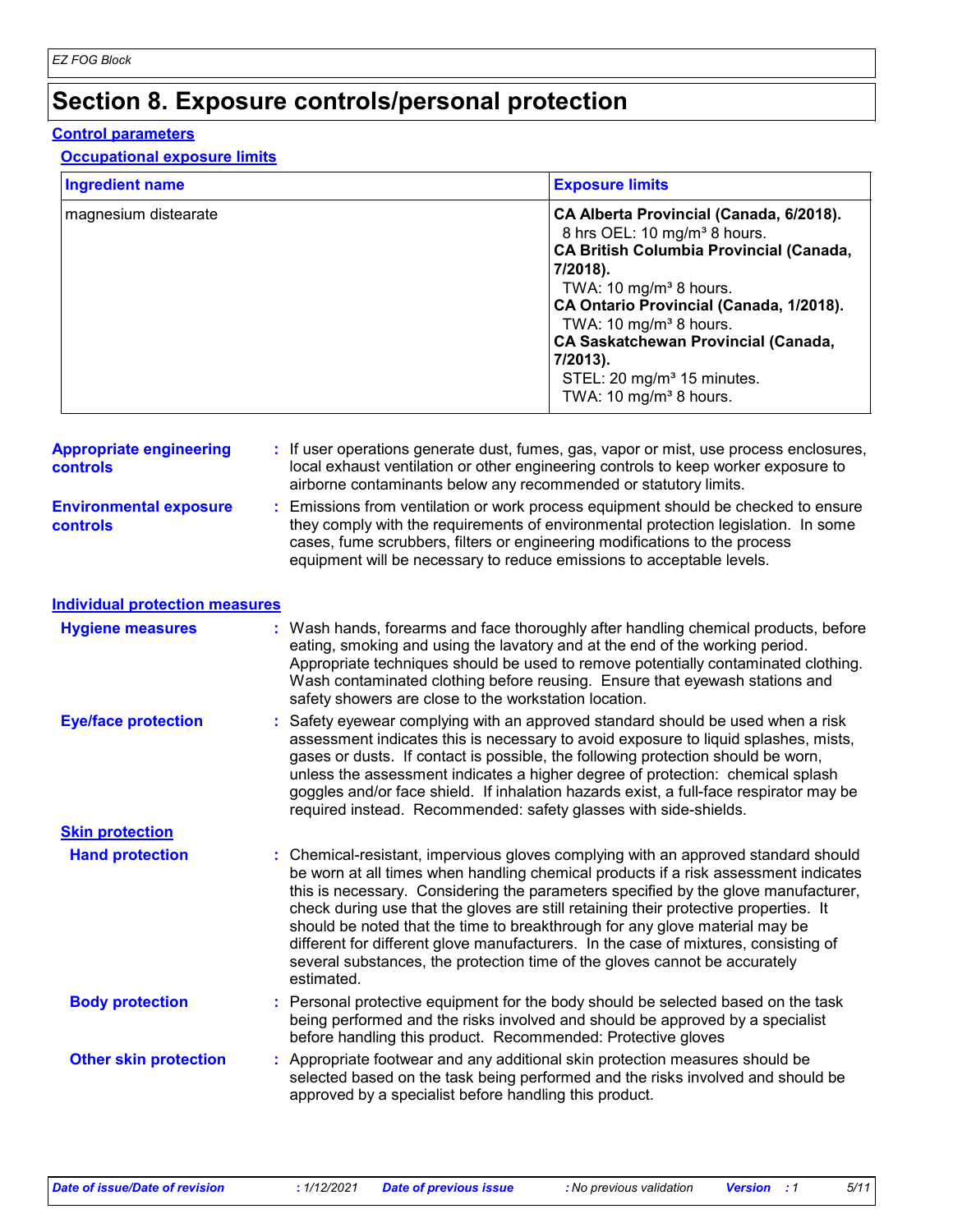# Section 8. Exposure controls/personal protection

## Control parameters

### Occupational exposure limits

| Ingredient name | Exposure limits |
| --- | --- |
| magnesium distearate | **CA Alberta Provincial (Canada, 6/2018).**<br>8 hrs OEL: 10 mg/m³ 8 hours.<br>**CA British Columbia Provincial (Canada, 7/2018).**<br>TWA: 10 mg/m³ 8 hours.<br>**CA Ontario Provincial (Canada, 1/2018).**<br>TWA: 10 mg/m³ 8 hours.<br>**CA Saskatchewan Provincial (Canada, 7/2013).**<br>STEL: 20 mg/m³ 15 minutes.<br>TWA: 10 mg/m³ 8 hours. |

**Appropriate engineering controls** : If user operations generate dust, fumes, gas, vapor or mist, use process enclosures, local exhaust ventilation or other engineering controls to keep worker exposure to airborne contaminants below any recommended or statutory limits.

**Environmental exposure controls** : Emissions from ventilation or work process equipment should be checked to ensure they comply with the requirements of environmental protection legislation. In some cases, fume scrubbers, filters or engineering modifications to the process equipment will be necessary to reduce emissions to acceptable levels.

## Individual protection measures

**Hygiene measures** : Wash hands, forearms and face thoroughly after handling chemical products, before eating, smoking and using the lavatory and at the end of the working period. Appropriate techniques should be used to remove potentially contaminated clothing. Wash contaminated clothing before reusing. Ensure that eyewash stations and safety showers are close to the workstation location.

**Eye/face protection** : Safety eyewear complying with an approved standard should be used when a risk assessment indicates this is necessary to avoid exposure to liquid splashes, mists, gases or dusts. If contact is possible, the following protection should be worn, unless the assessment indicates a higher degree of protection: chemical splash goggles and/or face shield. If inhalation hazards exist, a full-face respirator may be required instead. Recommended: safety glasses with side-shields.

### Skin protection

**Hand protection** : Chemical-resistant, impervious gloves complying with an approved standard should be worn at all times when handling chemical products if a risk assessment indicates this is necessary. Considering the parameters specified by the glove manufacturer, check during use that the gloves are still retaining their protective properties. It should be noted that the time to breakthrough for any glove material may be different for different glove manufacturers. In the case of mixtures, consisting of several substances, the protection time of the gloves cannot be accurately estimated.

**Body protection** : Personal protective equipment for the body should be selected based on the task being performed and the risks involved and should be approved by a specialist before handling this product. Recommended: Protective gloves

**Other skin protection** : Appropriate footwear and any additional skin protection measures should be selected based on the task being performed and the risks involved and should be approved by a specialist before handling this product.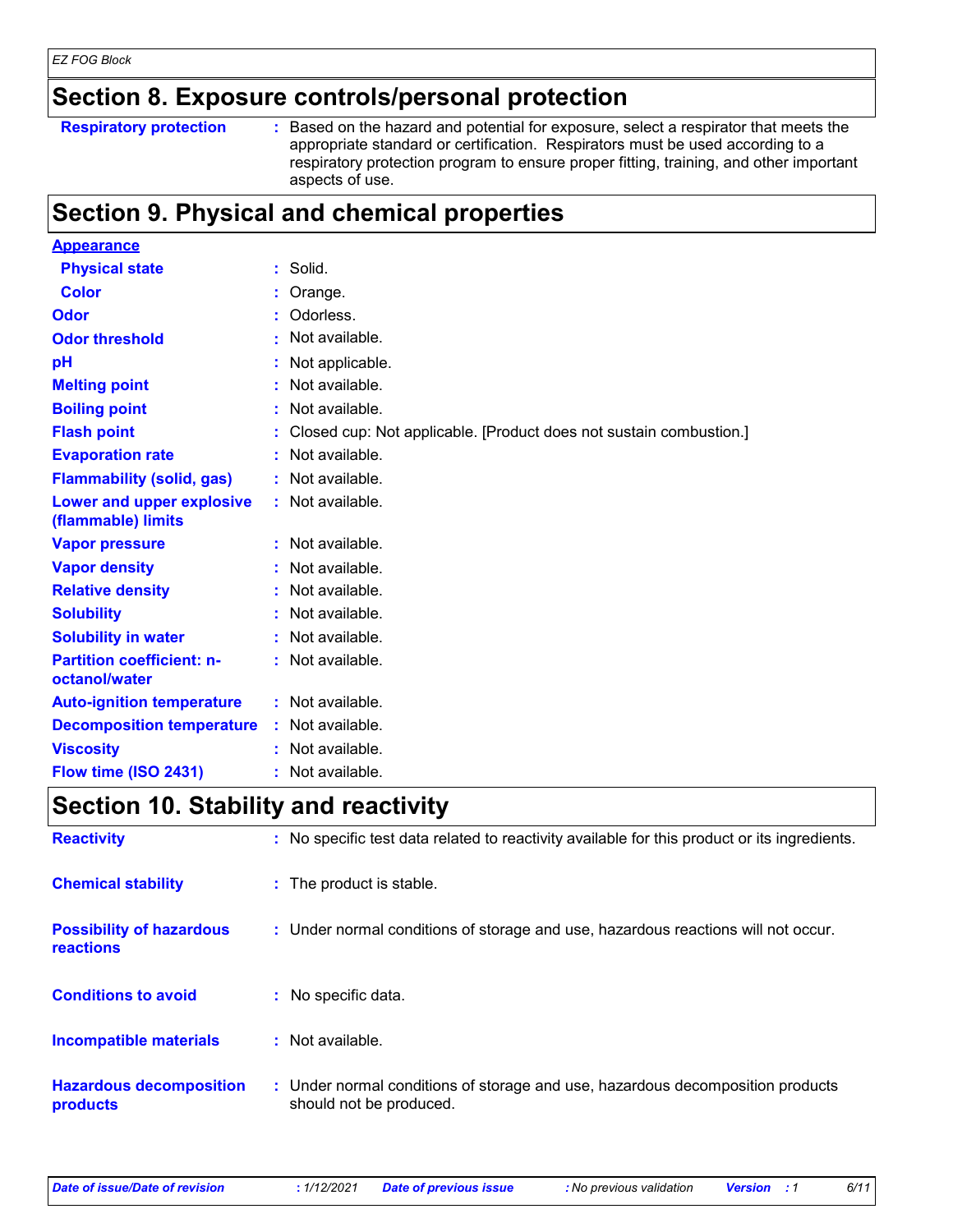## Section 8. Exposure controls/personal protection

| | |
|---|---|
| **Respiratory protection** | : Based on the hazard and potential for exposure, select a respirator that meets the appropriate standard or certification. Respirators must be used according to a respiratory protection program to ensure proper fitting, training, and other important aspects of use. |

## Section 9. Physical and chemical properties

**Appearance**

| | |
|---|---|
| **Physical state** | : Solid. |
| **Color** | : Orange. |
| **Odor** | : Odorless. |
| **Odor threshold** | : Not available. |
| **pH** | : Not applicable. |
| **Melting point** | : Not available. |
| **Boiling point** | : Not available. |
| **Flash point** | : Closed cup: Not applicable. [Product does not sustain combustion.] |
| **Evaporation rate** | : Not available. |
| **Flammability (solid, gas)** | : Not available. |
| **Lower and upper explosive (flammable) limits** | : Not available. |
| **Vapor pressure** | : Not available. |
| **Vapor density** | : Not available. |
| **Relative density** | : Not available. |
| **Solubility** | : Not available. |
| **Solubility in water** | : Not available. |
| **Partition coefficient: n-octanol/water** | : Not available. |
| **Auto-ignition temperature** | : Not available. |
| **Decomposition temperature** | : Not available. |
| **Viscosity** | : Not available. |
| **Flow time (ISO 2431)** | : Not available. |

## Section 10. Stability and reactivity

| | |
|---|---|
| **Reactivity** | : No specific test data related to reactivity available for this product or its ingredients. |
| **Chemical stability** | : The product is stable. |
| **Possibility of hazardous reactions** | : Under normal conditions of storage and use, hazardous reactions will not occur. |
| **Conditions to avoid** | : No specific data. |
| **Incompatible materials** | : Not available. |
| **Hazardous decomposition products** | : Under normal conditions of storage and use, hazardous decomposition products should not be produced. |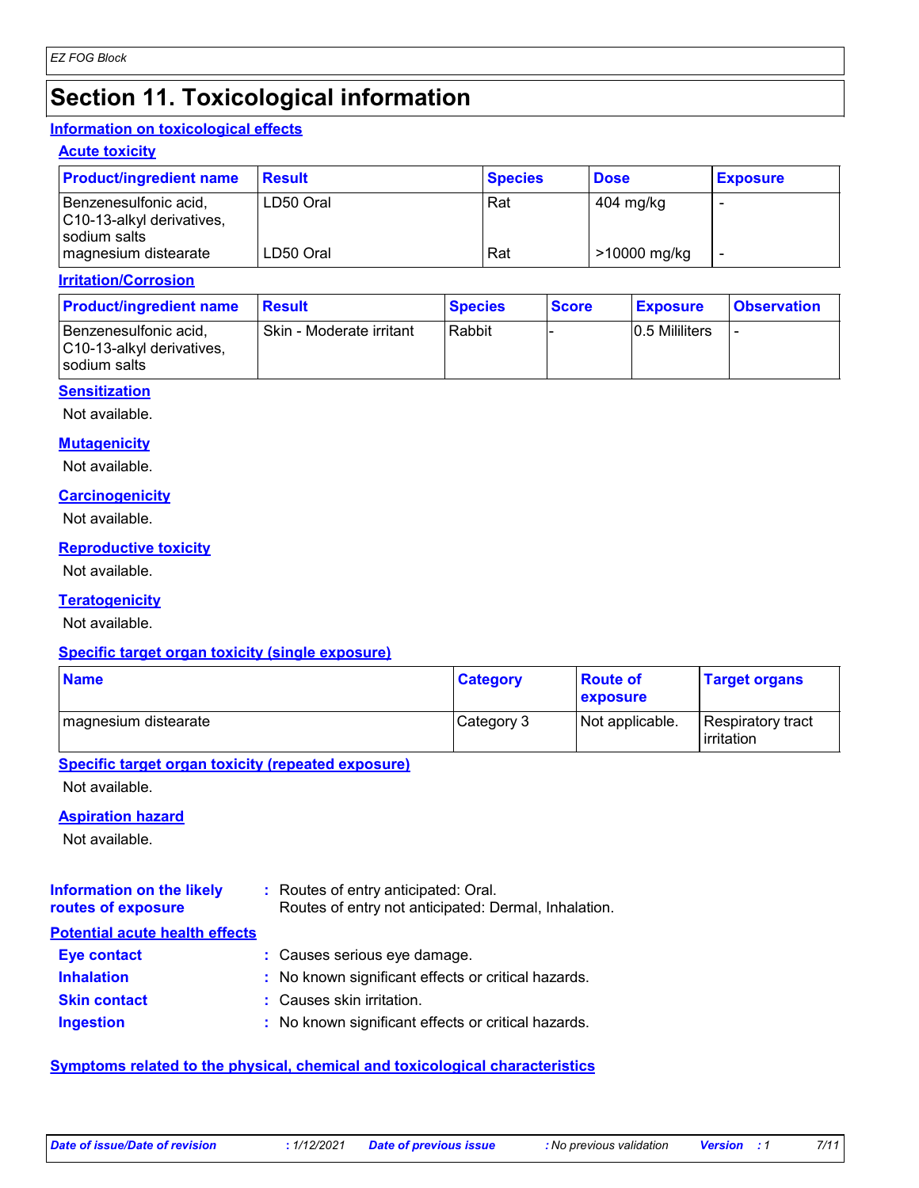# Section 11. Toxicological information

## Information on toxicological effects

### Acute toxicity

| Product/ingredient name | Result | Species | Dose | Exposure |
|---|---|---|---|---|
| Benzenesulfonic acid, C10-13-alkyl derivatives, sodium salts | LD50 Oral | Rat | 404 mg/kg | - |
| magnesium distearate | LD50 Oral | Rat | >10000 mg/kg | - |

### Irritation/Corrosion

| Product/ingredient name | Result | Species | Score | Exposure | Observation |
|---|---|---|---|---|---|
| Benzenesulfonic acid, C10-13-alkyl derivatives, sodium salts | Skin - Moderate irritant | Rabbit | - | 0.5 Mililiters | - |

### Sensitization

Not available.

### Mutagenicity

Not available.

### Carcinogenicity

Not available.

### Reproductive toxicity

Not available.

### Teratogenicity

Not available.

### Specific target organ toxicity (single exposure)

| Name | Category | Route of exposure | Target organs |
|---|---|---|---|
| magnesium distearate | Category 3 | Not applicable. | Respiratory tract irritation |

### Specific target organ toxicity (repeated exposure)

Not available.

### Aspiration hazard

Not available.

**Information on the likely routes of exposure** : Routes of entry anticipated: Oral.
Routes of entry not anticipated: Dermal, Inhalation.

## Potential acute health effects

**Eye contact** : Causes serious eye damage.

**Inhalation** : No known significant effects or critical hazards.

**Skin contact** : Causes skin irritation.

**Ingestion** : No known significant effects or critical hazards.

## Symptoms related to the physical, chemical and toxicological characteristics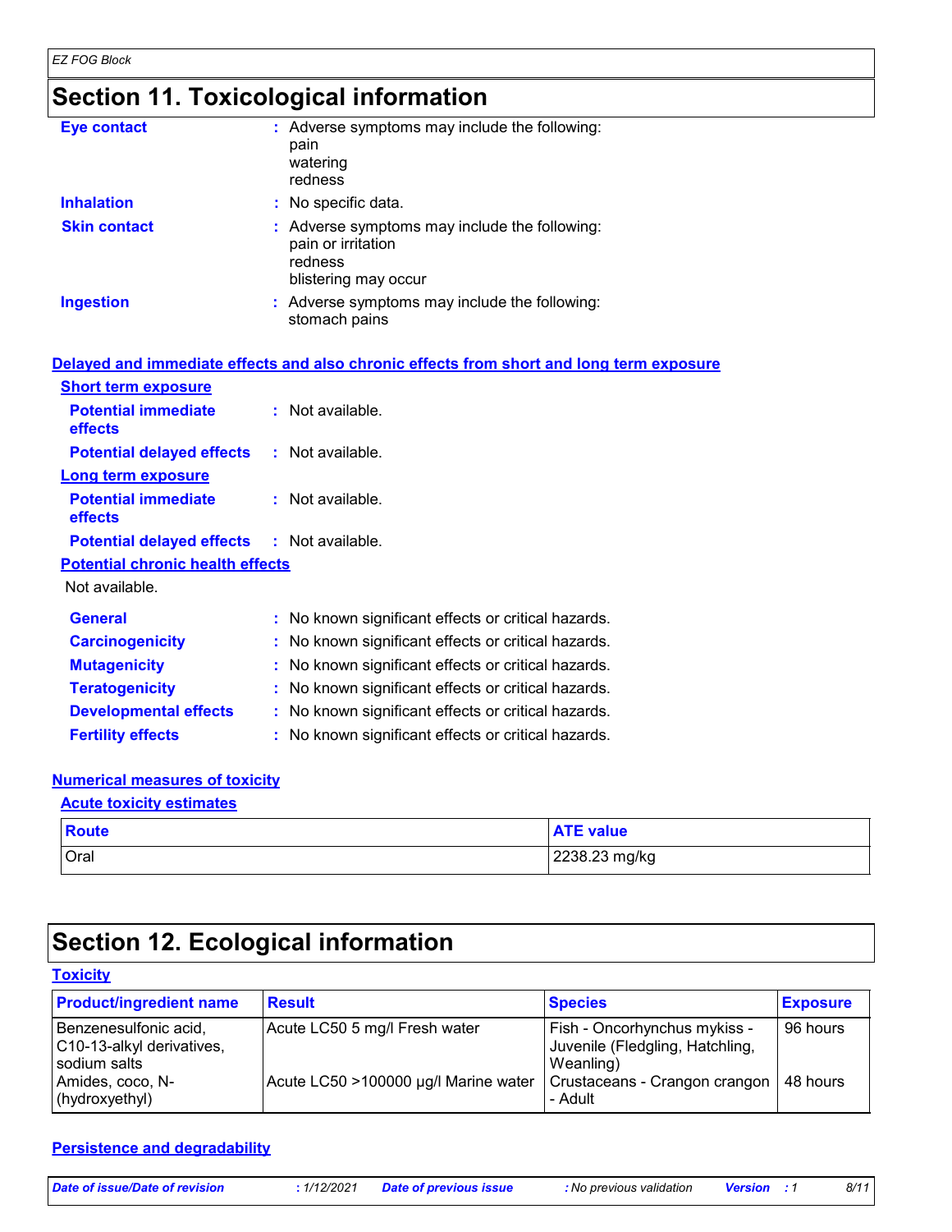# Section 11. Toxicological information

**Eye contact** : Adverse symptoms may include the following:
pain
watering
redness

**Inhalation** : No specific data.

**Skin contact** : Adverse symptoms may include the following:
pain or irritation
redness
blistering may occur

**Ingestion** : Adverse symptoms may include the following:
stomach pains

## Delayed and immediate effects and also chronic effects from short and long term exposure

### Short term exposure

**Potential immediate effects** : Not available.

**Potential delayed effects** : Not available.

### Long term exposure

**Potential immediate effects** : Not available.

**Potential delayed effects** : Not available.

### Potential chronic health effects

Not available.

**General** : No known significant effects or critical hazards.

**Carcinogenicity** : No known significant effects or critical hazards.

**Mutagenicity** : No known significant effects or critical hazards.

**Teratogenicity** : No known significant effects or critical hazards.

**Developmental effects** : No known significant effects or critical hazards.

**Fertility effects** : No known significant effects or critical hazards.

## Numerical measures of toxicity

### Acute toxicity estimates

| Route | ATE value |
|---|---|
| Oral | 2238.23 mg/kg |

# Section 12. Ecological information

## Toxicity

| Product/ingredient name | Result | Species | Exposure |
|---|---|---|---|
| Benzenesulfonic acid, C10-13-alkyl derivatives, sodium salts | Acute LC50 5 mg/l Fresh water | Fish - Oncorhynchus mykiss - Juvenile (Fledgling, Hatchling, Weanling) | 96 hours |
| Amides, coco, N-(hydroxyethyl) | Acute LC50 >100000 µg/l Marine water | Crustaceans - Crangon crangon - Adult | 48 hours |

## Persistence and degradability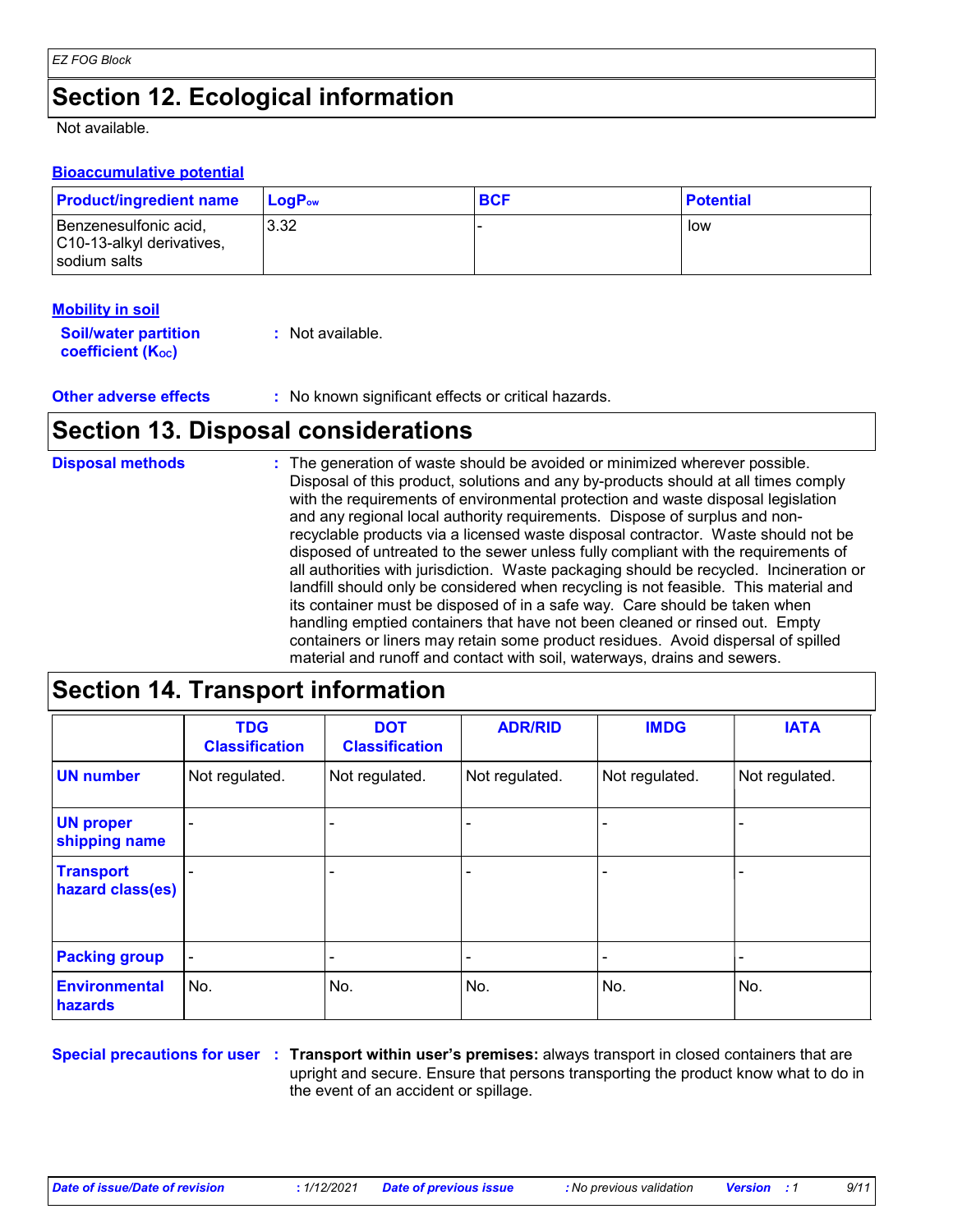## Section 12. Ecological information

Not available.

### Bioaccumulative potential

| Product/ingredient name | $LogP_{ow}$ | BCF | Potential |
|---|---|---|---|
| Benzenesulfonic acid, C10-13-alkyl derivatives, sodium salts | 3.32 | - | low |

### Mobility in soil

**Soil/water partition coefficient ($K_{OC}$)** : Not available.

**Other adverse effects** : No known significant effects or critical hazards.

## Section 13. Disposal considerations

**Disposal methods** : The generation of waste should be avoided or minimized wherever possible. Disposal of this product, solutions and any by-products should at all times comply with the requirements of environmental protection and waste disposal legislation and any regional local authority requirements. Dispose of surplus and non-recyclable products via a licensed waste disposal contractor. Waste should not be disposed of untreated to the sewer unless fully compliant with the requirements of all authorities with jurisdiction. Waste packaging should be recycled. Incineration or landfill should only be considered when recycling is not feasible. This material and its container must be disposed of in a safe way. Care should be taken when handling emptied containers that have not been cleaned or rinsed out. Empty containers or liners may retain some product residues. Avoid dispersal of spilled material and runoff and contact with soil, waterways, drains and sewers.

## Section 14. Transport information

| | TDG Classification | DOT Classification | ADR/RID | IMDG | IATA |
|---|---|---|---|---|---|
| UN number | Not regulated. | Not regulated. | Not regulated. | Not regulated. | Not regulated. |
| UN proper shipping name | - | - | - | - | - |
| Transport hazard class(es) | - | - | - | - | - |
| Packing group | - | - | - | - | - |
| Environmental hazards | No. | No. | No. | No. | No. |

**Special precautions for user** : **Transport within user's premises:** always transport in closed containers that are upright and secure. Ensure that persons transporting the product know what to do in the event of an accident or spillage.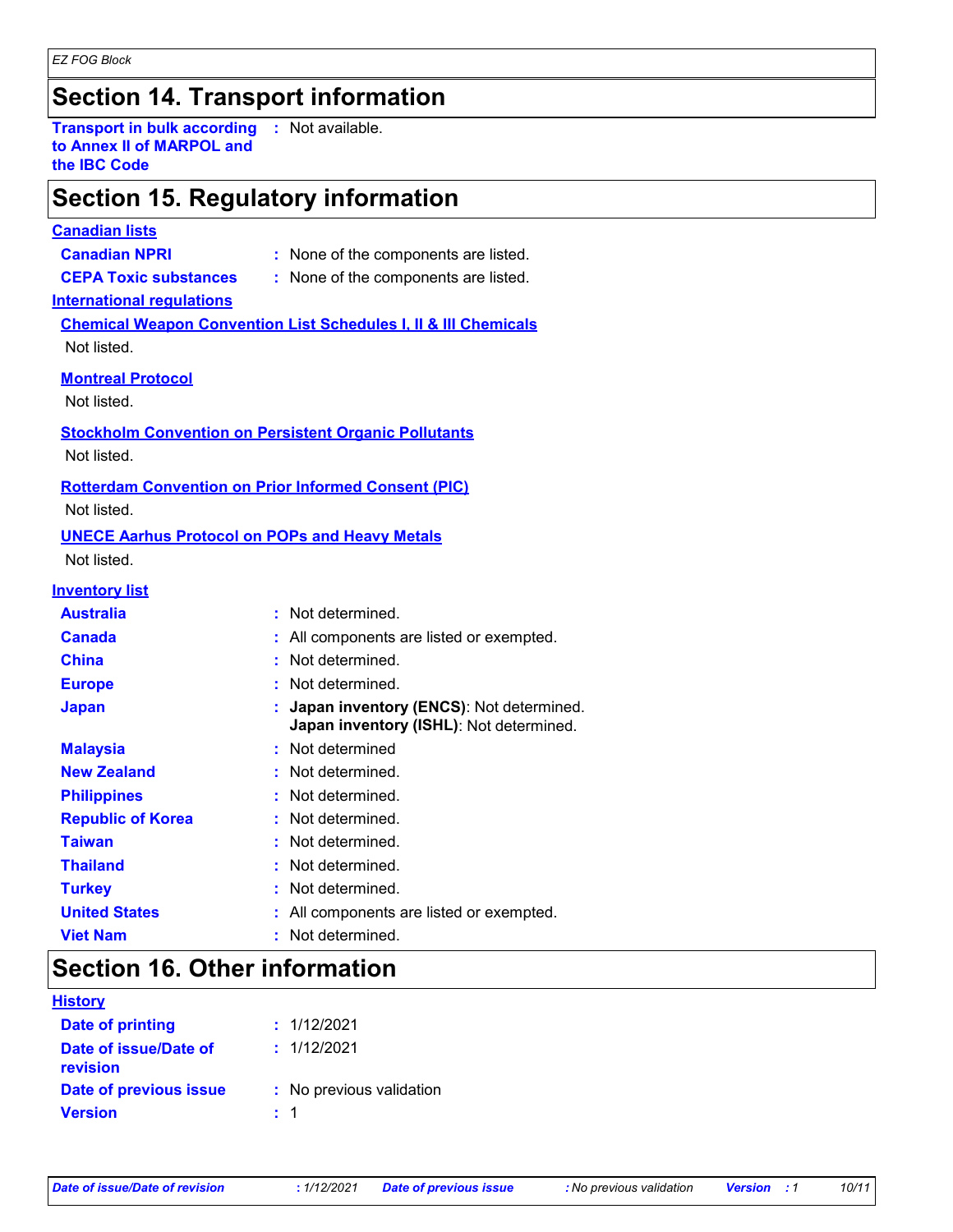## Section 14. Transport information

**Transport in bulk according to Annex II of MARPOL and the IBC Code** : Not available.

## Section 15. Regulatory information

**Canadian lists**

| | |
|---|---|
| **Canadian NPRI** | : None of the components are listed. |
| **CEPA Toxic substances** | : None of the components are listed. |

**International regulations**

**Chemical Weapon Convention List Schedules I, II & III Chemicals**

Not listed.

**Montreal Protocol**

Not listed.

**Stockholm Convention on Persistent Organic Pollutants**

Not listed.

**Rotterdam Convention on Prior Informed Consent (PIC)**

Not listed.

**UNECE Aarhus Protocol on POPs and Heavy Metals**

Not listed.

**Inventory list**

| | |
|---|---|
| **Australia** | : Not determined. |
| **Canada** | : All components are listed or exempted. |
| **China** | : Not determined. |
| **Europe** | : Not determined. |
| **Japan** | : **Japan inventory (ENCS)**: Not determined. **Japan inventory (ISHL)**: Not determined. |
| **Malaysia** | : Not determined |
| **New Zealand** | : Not determined. |
| **Philippines** | : Not determined. |
| **Republic of Korea** | : Not determined. |
| **Taiwan** | : Not determined. |
| **Thailand** | : Not determined. |
| **Turkey** | : Not determined. |
| **United States** | : All components are listed or exempted. |
| **Viet Nam** | : Not determined. |

## Section 16. Other information

**History**

| | |
|---|---|
| **Date of printing** | : 1/12/2021 |
| **Date of issue/Date of revision** | : 1/12/2021 |
| **Date of previous issue** | : No previous validation |
| **Version** | : 1 |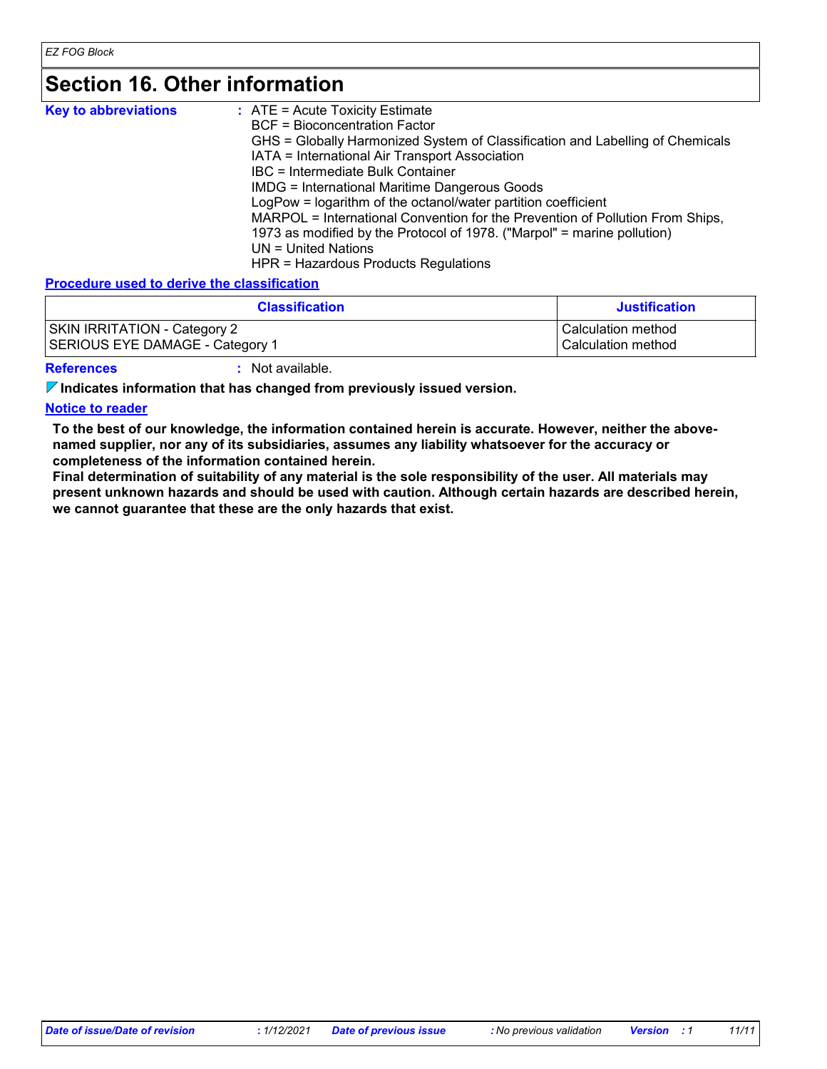# Section 16. Other information

**Key to abbreviations** : ATE = Acute Toxicity Estimate
BCF = Bioconcentration Factor
GHS = Globally Harmonized System of Classification and Labelling of Chemicals
IATA = International Air Transport Association
IBC = Intermediate Bulk Container
IMDG = International Maritime Dangerous Goods
LogPow = logarithm of the octanol/water partition coefficient
MARPOL = International Convention for the Prevention of Pollution From Ships, 1973 as modified by the Protocol of 1978. ("Marpol" = marine pollution)
UN = United Nations
HPR = Hazardous Products Regulations

**Procedure used to derive the classification**

| Classification | Justification |
| --- | --- |
| SKIN IRRITATION - Category 2 | Calculation method |
| SERIOUS EYE DAMAGE - Category 1 | Calculation method |

**References** : Not available.

**Indicates information that has changed from previously issued version.**

**Notice to reader**

**To the best of our knowledge, the information contained herein is accurate. However, neither the above-named supplier, nor any of its subsidiaries, assumes any liability whatsoever for the accuracy or completeness of the information contained herein.**
**Final determination of suitability of any material is the sole responsibility of the user. All materials may present unknown hazards and should be used with caution. Although certain hazards are described herein, we cannot guarantee that these are the only hazards that exist.**